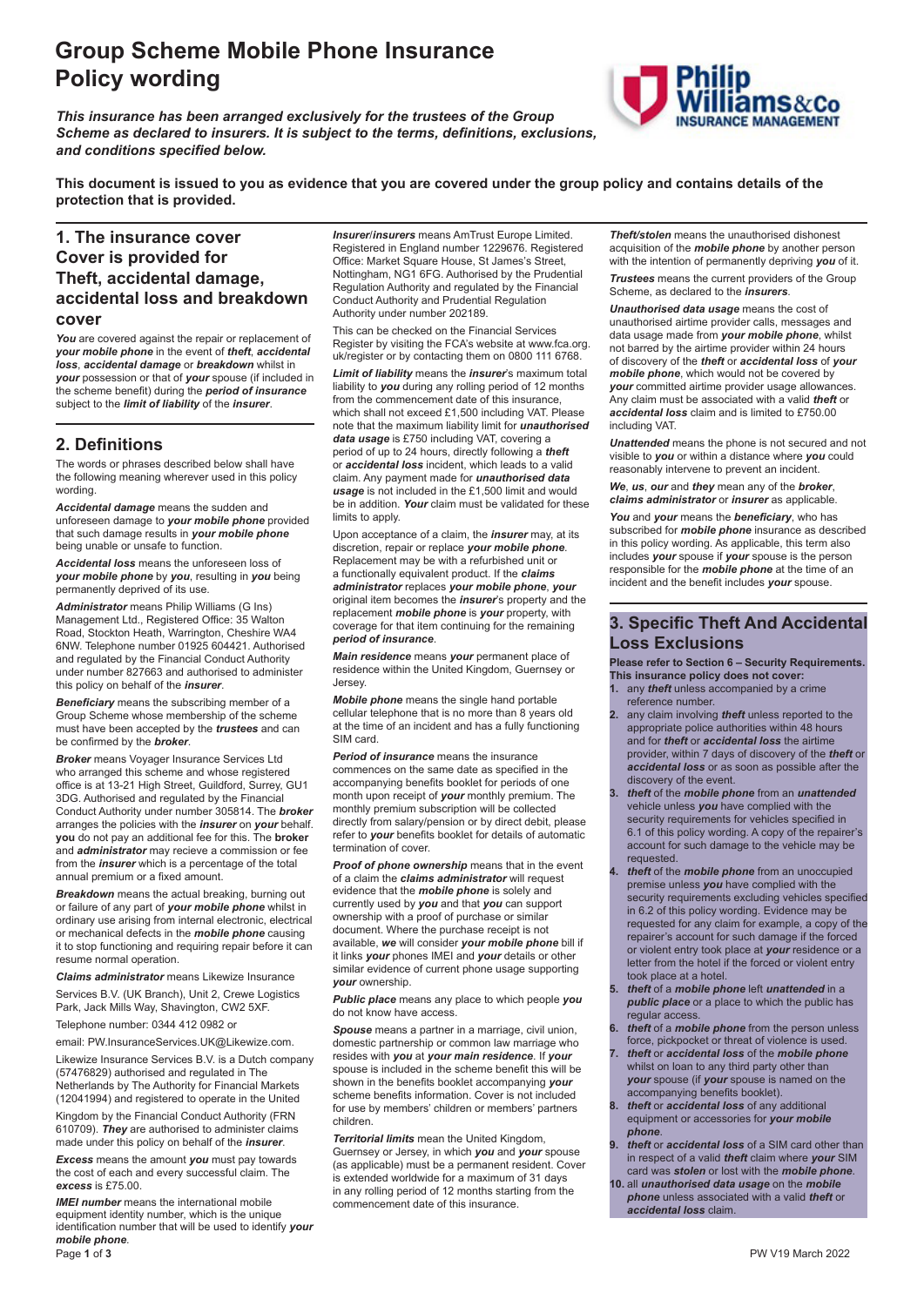# Group Scheme Mobile Phone Insurance Policy wording

***This insurance has been arranged exclusively for the trustees of the Group Scheme as declared to insurers. It is subject to the terms, definitions, exclusions, and conditions specified below.***

**This document is issued to you as evidence that you are covered under the group policy and contains details of the protection that is provided.**

## 1. The insurance cover Cover is provided for Theft, accidental damage, accidental loss and breakdown cover

***You*** are covered against the repair or replacement of ***your mobile phone*** in the event of ***theft***, ***accidental loss***, ***accidental damage*** or ***breakdown*** whilst in ***your*** possession or that of ***your*** spouse (if included in the scheme benefit) during the ***period of insurance*** subject to the ***limit of liability*** of the ***insurer***.

## 2. Definitions

The words or phrases described below shall have the following meaning wherever used in this policy wording.

***Accidental damage*** means the sudden and unforeseen damage to ***your mobile phone*** provided that such damage results in ***your mobile phone*** being unable or unsafe to function.

***Accidental loss*** means the unforeseen loss of ***your mobile phone*** by ***you***, resulting in ***you*** being permanently deprived of its use.

***Administrator*** means Philip Williams (G Ins) Management Ltd., Registered Office: 35 Walton Road, Stockton Heath, Warrington, Cheshire WA4 6NW. Telephone number 01925 604421. Authorised and regulated by the Financial Conduct Authority under number 827663 and authorised to administer this policy on behalf of the ***insurer***.

***Beneficiary*** means the subscribing member of a Group Scheme whose membership of the scheme must have been accepted by the ***trustees*** and can be confirmed by the ***broker***.

***Broker*** means Voyager Insurance Services Ltd who arranged this scheme and whose registered office is at 13-21 High Street, Guildford, Surrey, GU1 3DG. Authorised and regulated by the Financial Conduct Authority under number 305814. The ***broker*** arranges the policies with the ***insurer*** on ***your*** behalf. **you** do not pay an additional fee for this. The **broker** and ***administrator*** may recieve a commission or fee from the ***insurer*** which is a percentage of the total annual premium or a fixed amount.

***Breakdown*** means the actual breaking, burning out or failure of any part of ***your mobile phone*** whilst in ordinary use arising from internal electronic, electrical or mechanical defects in the ***mobile phone*** causing it to stop functioning and requiring repair before it can resume normal operation.

***Claims administrator*** means Likewize Insurance Services B.V. (UK Branch), Unit 2, Crewe Logistics Park, Jack Mills Way, Shavington, CW2 5XF.

Telephone number: 0344 412 0982 or

email: PW.InsuranceServices.UK@Likewize.com.

Likewize Insurance Services B.V. is a Dutch company (57476829) authorised and regulated in The Netherlands by The Authority for Financial Markets (12041994) and registered to operate in the United Kingdom by the Financial Conduct Authority (FRN 610709). ***They*** are authorised to administer claims made under this policy on behalf of the ***insurer***.

***Excess*** means the amount ***you*** must pay towards the cost of each and every successful claim. The ***excess*** is £75.00.

***IMEI number*** means the international mobile equipment identity number, which is the unique identification number that will be used to identify ***your mobile phone***.

***Insurer***/***insurers*** means AmTrust Europe Limited. Registered in England number 1229676. Registered Office: Market Square House, St James's Street, Nottingham, NG1 6FG. Authorised by the Prudential Regulation Authority and regulated by the Financial Conduct Authority and Prudential Regulation Authority under number 202189.

This can be checked on the Financial Services Register by visiting the FCA's website at www.fca.org.uk/register or by contacting them on 0800 111 6768.

***Limit of liability*** means the ***insurer***'s maximum total liability to ***you*** during any rolling period of 12 months from the commencement date of this insurance, which shall not exceed £1,500 including VAT. Please note that the maximum liability limit for ***unauthorised data usage*** is £750 including VAT, covering a period of up to 24 hours, directly following a ***theft*** or ***accidental loss*** incident, which leads to a valid claim. Any payment made for ***unauthorised data usage*** is not included in the £1,500 limit and would be in addition. ***Your*** claim must be validated for these limits to apply.

Upon acceptance of a claim, the ***insurer*** may, at its discretion, repair or replace ***your mobile phone***. Replacement may be with a refurbished unit or a functionally equivalent product. If the ***claims administrator*** replaces ***your mobile phone***, ***your*** original item becomes the ***insurer***'s property and the replacement ***mobile phone*** is ***your*** property, with coverage for that item continuing for the remaining ***period of insurance***.

***Main residence*** means ***your*** permanent place of residence within the United Kingdom, Guernsey or Jersey.

***Mobile phone*** means the single hand portable cellular telephone that is no more than 8 years old at the time of an incident and has a fully functioning SIM card.

***Period of insurance*** means the insurance commences on the same date as specified in the accompanying benefits booklet for periods of one month upon receipt of ***your*** monthly premium. The monthly premium subscription will be collected directly from salary/pension or by direct debit, please refer to ***your*** benefits booklet for details of automatic termination of cover.

***Proof of phone ownership*** means that in the event of a claim the ***claims administrator*** will request evidence that the ***mobile phone*** is solely and currently used by ***you*** and that ***you*** can support ownership with a proof of purchase or similar document. Where the purchase receipt is not available, ***we*** will consider ***your mobile phone*** bill if it links ***your*** phones IMEI and ***your*** details or other similar evidence of current phone usage supporting ***your*** ownership.

***Public place*** means any place to which people ***you*** do not know have access.

***Spouse*** means a partner in a marriage, civil union, domestic partnership or common law marriage who resides with ***you*** at ***your main residence***. If ***your*** spouse is included in the scheme benefit this will be shown in the benefits booklet accompanying ***your*** scheme benefits information. Cover is not included for use by members' children or members' partners children.

***Territorial limits*** mean the United Kingdom, Guernsey or Jersey, in which ***you*** and ***your*** spouse (as applicable) must be a permanent resident. Cover is extended worldwide for a maximum of 31 days in any rolling period of 12 months starting from the commencement date of this insurance.

***Theft/stolen*** means the unauthorised dishonest acquisition of the ***mobile phone*** by another person with the intention of permanently depriving ***you*** of it.

***Trustees*** means the current providers of the Group Scheme, as declared to the ***insurers***.

***Unauthorised data usage*** means the cost of unauthorised airtime provider calls, messages and data usage made from ***your mobile phone***, whilst not barred by the airtime provider within 24 hours of discovery of the ***theft*** or ***accidental loss*** of ***your mobile phone***, which would not be covered by ***your*** committed airtime provider usage allowances. Any claim must be associated with a valid ***theft*** or ***accidental loss*** claim and is limited to £750.00 including VAT.

***Unattended*** means the phone is not secured and not visible to ***you*** or within a distance where ***you*** could reasonably intervene to prevent an incident.

***We***, ***us***, ***our*** and ***they*** mean any of the ***broker***, ***claims administrator*** or ***insurer*** as applicable.

***You*** and ***your*** means the ***beneficiary***, who has subscribed for ***mobile phone*** insurance as described in this policy wording. As applicable, this term also includes ***your*** spouse if ***your*** spouse is the person responsible for the ***mobile phone*** at the time of an incident and the benefit includes ***your*** spouse.

## 3. Specific Theft And Accidental Loss Exclusions

**Please refer to Section 6 – Security Requirements. This insurance policy does not cover:**

1. any ***theft*** unless accompanied by a crime reference number.
2. any claim involving ***theft*** unless reported to the appropriate police authorities within 48 hours and for ***theft*** or ***accidental loss*** the airtime provider, within 7 days of discovery of the ***theft*** or ***accidental loss*** or as soon as possible after the discovery of the event.
3. ***theft*** of the ***mobile phone*** from an ***unattended*** vehicle unless ***you*** have complied with the security requirements for vehicles specified in 6.1 of this policy wording. A copy of the repairer's account for such damage to the vehicle may be requested.
4. ***theft*** of the ***mobile phone*** from an unoccupied premise unless ***you*** have complied with the security requirements excluding vehicles specified in 6.2 of this policy wording. Evidence may be requested for any claim for example, a copy of the repairer's account for such damage if the forced or violent entry took place at ***your*** residence or a letter from the hotel if the forced or violent entry took place at a hotel.
5. ***theft*** of a ***mobile phone*** left ***unattended*** in a ***public place*** or a place to which the public has regular access.
6. ***theft*** of a ***mobile phone*** from the person unless force, pickpocket or threat of violence is used.
7. ***theft*** or ***accidental loss*** of the ***mobile phone*** whilst on loan to any third party other than ***your*** spouse (if ***your*** spouse is named on the accompanying benefits booklet).
8. ***theft*** or ***accidental loss*** of any additional equipment or accessories for ***your mobile phone***.
9. ***theft*** or ***accidental loss*** of a SIM card other than in respect of a valid ***theft*** claim where ***your*** SIM card was ***stolen*** or lost with the ***mobile phone***.
10. all ***unauthorised data usage*** on the ***mobile phone*** unless associated with a valid ***theft*** or ***accidental loss*** claim.

PW V19 March 2022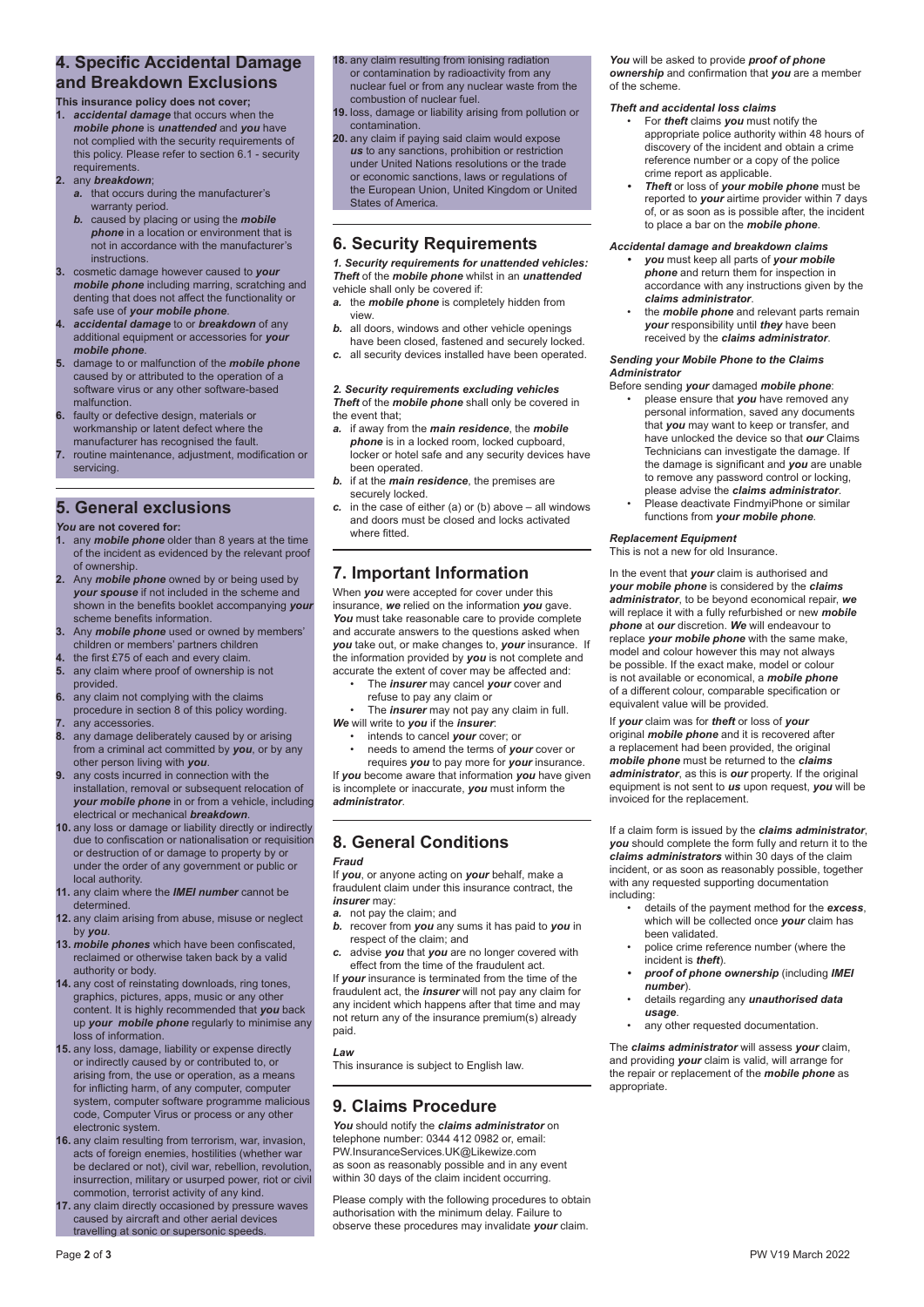## 4. Specific Accidental Damage and Breakdown Exclusions

**This insurance policy does not cover;**

1. ***accidental damage*** that occurs when the ***mobile phone*** is ***unattended*** and ***you*** have not complied with the security requirements of this policy. Please refer to section 6.1 - security requirements.
2. any ***breakdown***;
   - *a.* that occurs during the manufacturer's warranty period.
   - *b.* caused by placing or using the ***mobile phone*** in a location or environment that is not in accordance with the manufacturer's instructions.
3. cosmetic damage however caused to ***your mobile phone*** including marring, scratching and denting that does not affect the functionality or safe use of ***your mobile phone***.
4. ***accidental damage*** to or ***breakdown*** of any additional equipment or accessories for ***your mobile phone***.
5. damage to or malfunction of the ***mobile phone*** caused by or attributed to the operation of a software virus or any other software-based malfunction.
6. faulty or defective design, materials or workmanship or latent defect where the manufacturer has recognised the fault.
7. routine maintenance, adjustment, modification or servicing.

## 5. General exclusions

***You*** **are not covered for:**

1. any ***mobile phone*** older than 8 years at the time of the incident as evidenced by the relevant proof of ownership.
2. Any ***mobile phone*** owned by or being used by ***your spouse*** if not included in the scheme and shown in the benefits booklet accompanying ***your*** scheme benefits information.
3. Any ***mobile phone*** used or owned by members' children or members' partners children
4. the first £75 of each and every claim.
5. any claim where proof of ownership is not provided.
6. any claim not complying with the claims procedure in section 8 of this policy wording.
7. any accessories.
8. any damage deliberately caused by or arising from a criminal act committed by ***you***, or by any other person living with ***you***.
9. any costs incurred in connection with the installation, removal or subsequent relocation of ***your mobile phone*** in or from a vehicle, including electrical or mechanical ***breakdown***.
10. any loss or damage or liability directly or indirectly due to confiscation or nationalisation or requisition or destruction of or damage to property by or under the order of any government or public or local authority.
11. any claim where the ***IMEI number*** cannot be determined.
12. any claim arising from abuse, misuse or neglect by ***you***.
13. ***mobile phones*** which have been confiscated, reclaimed or otherwise taken back by a valid authority or body.
14. any cost of reinstating downloads, ring tones, graphics, pictures, apps, music or any other content. It is highly recommended that ***you*** back up ***your mobile phone*** regularly to minimise any loss of information.
15. any loss, damage, liability or expense directly or indirectly caused by or contributed to, or arising from, the use or operation, as a means for inflicting harm, of any computer, computer system, computer software programme malicious code, Computer Virus or process or any other electronic system.
16. any claim resulting from terrorism, war, invasion, acts of foreign enemies, hostilities (whether war be declared or not), civil war, rebellion, revolution, insurrection, military or usurped power, riot or civil commotion, terrorist activity of any kind.
17. any claim directly occasioned by pressure waves caused by aircraft and other aerial devices travelling at sonic or supersonic speeds.
18. any claim resulting from ionising radiation or contamination by radioactivity from any nuclear fuel or from any nuclear waste from the combustion of nuclear fuel.
19. loss, damage or liability arising from pollution or contamination.
20. any claim if paying said claim would expose ***us*** to any sanctions, prohibition or restriction under United Nations resolutions or the trade or economic sanctions, laws or regulations of the European Union, United Kingdom or United States of America.

## 6. Security Requirements

***1. Security requirements for unattended vehicles:***
***Theft*** of the ***mobile phone*** whilst in an ***unattended*** vehicle shall only be covered if:

- *a.* the ***mobile phone*** is completely hidden from view.
- *b.* all doors, windows and other vehicle openings have been closed, fastened and securely locked.
- *c.* all security devices installed have been operated.

***2. Security requirements excluding vehicles***
***Theft*** of the ***mobile phone*** shall only be covered in the event that;

- *a.* if away from the ***main residence***, the ***mobile phone*** is in a locked room, locked cupboard, locker or hotel safe and any security devices have been operated.
- *b.* if at the ***main residence***, the premises are securely locked.
- *c.* in the case of either (a) or (b) above – all windows and doors must be closed and locks activated where fitted.

## 7. Important Information

When ***you*** were accepted for cover under this insurance, ***we*** relied on the information ***you*** gave. ***You*** must take reasonable care to provide complete and accurate answers to the questions asked when ***you*** take out, or make changes to, ***your*** insurance. If the information provided by ***you*** is not complete and accurate the extent of cover may be affected and:

- The ***insurer*** may cancel ***your*** cover and refuse to pay any claim or
- The ***insurer*** may not pay any claim in full.

***We*** will write to ***you*** if the ***insurer***:

- intends to cancel ***your*** cover; or
- needs to amend the terms of ***your*** cover or requires ***you*** to pay more for ***your*** insurance.

If ***you*** become aware that information ***you*** have given is incomplete or inaccurate, ***you*** must inform the ***administrator***.

## 8. General Conditions

***Fraud***

If ***you***, or anyone acting on ***your*** behalf, make a fraudulent claim under this insurance contract, the ***insurer*** may:

- *a.* not pay the claim; and
- *b.* recover from ***you*** any sums it has paid to ***you*** in respect of the claim; and
- *c.* advise ***you*** that ***you*** are no longer covered with effect from the time of the fraudulent act.

If ***your*** insurance is terminated from the time of the fraudulent act, the ***insurer*** will not pay any claim for any incident which happens after that time and may not return any of the insurance premium(s) already paid.

***Law***

This insurance is subject to English law.

## 9. Claims Procedure

***You*** should notify the ***claims administrator*** on telephone number: 0344 412 0982 or, email: PW.InsuranceServices.UK@Likewize.com as soon as reasonably possible and in any event within 30 days of the claim incident occurring.

Please comply with the following procedures to obtain authorisation with the minimum delay. Failure to observe these procedures may invalidate ***your*** claim.

***You*** will be asked to provide ***proof of phone ownership*** and confirmation that ***you*** are a member of the scheme.

***Theft and accidental loss claims***

- For ***theft*** claims ***you*** must notify the appropriate police authority within 48 hours of discovery of the incident and obtain a crime reference number or a copy of the police crime report as applicable.
- ***Theft*** or loss of ***your mobile phone*** must be reported to ***your*** airtime provider within 7 days of, or as soon as is possible after, the incident to place a bar on the ***mobile phone***.

***Accidental damage and breakdown claims***

- ***you*** must keep all parts of ***your mobile phone*** and return them for inspection in accordance with any instructions given by the ***claims administrator***.
- the ***mobile phone*** and relevant parts remain ***your*** responsibility until ***they*** have been received by the ***claims administrator***.

***Sending your Mobile Phone to the Claims Administrator***

Before sending ***your*** damaged ***mobile phone***:

- please ensure that ***you*** have removed any personal information, saved any documents that ***you*** may want to keep or transfer, and have unlocked the device so that ***our*** Claims Technicians can investigate the damage. If the damage is significant and ***you*** are unable to remove any password control or locking, please advise the ***claims administrator***.
- Please deactivate FindmyiPhone or similar functions from ***your mobile phone***.

***Replacement Equipment***

This is not a new for old Insurance.

In the event that ***your*** claim is authorised and ***your mobile phone*** is considered by the ***claims administrator***, to be beyond economical repair, ***we*** will replace it with a fully refurbished or new ***mobile phone*** at ***our*** discretion. ***We*** will endeavour to replace ***your mobile phone*** with the same make, model and colour however this may not always be possible. If the exact make, model or colour is not available or economical, a ***mobile phone*** of a different colour, comparable specification or equivalent value will be provided.

If ***your*** claim was for ***theft*** or loss of ***your*** original ***mobile phone*** and it is recovered after a replacement had been provided, the original ***mobile phone*** must be returned to the ***claims administrator***, as this is ***our*** property. If the original equipment is not sent to ***us*** upon request, ***you*** will be invoiced for the replacement.

If a claim form is issued by the ***claims administrator***, ***you*** should complete the form fully and return it to the ***claims administrators*** within 30 days of the claim incident, or as soon as reasonably possible, together with any requested supporting documentation including:

- details of the payment method for the ***excess***, which will be collected once ***your*** claim has been validated.
- police crime reference number (where the incident is ***theft***).
- ***proof of phone ownership*** (including ***IMEI number***).
- details regarding any ***unauthorised data usage***.
- any other requested documentation.

The ***claims administrator*** will assess ***your*** claim, and providing ***your*** claim is valid, will arrange for the repair or replacement of the ***mobile phone*** as appropriate.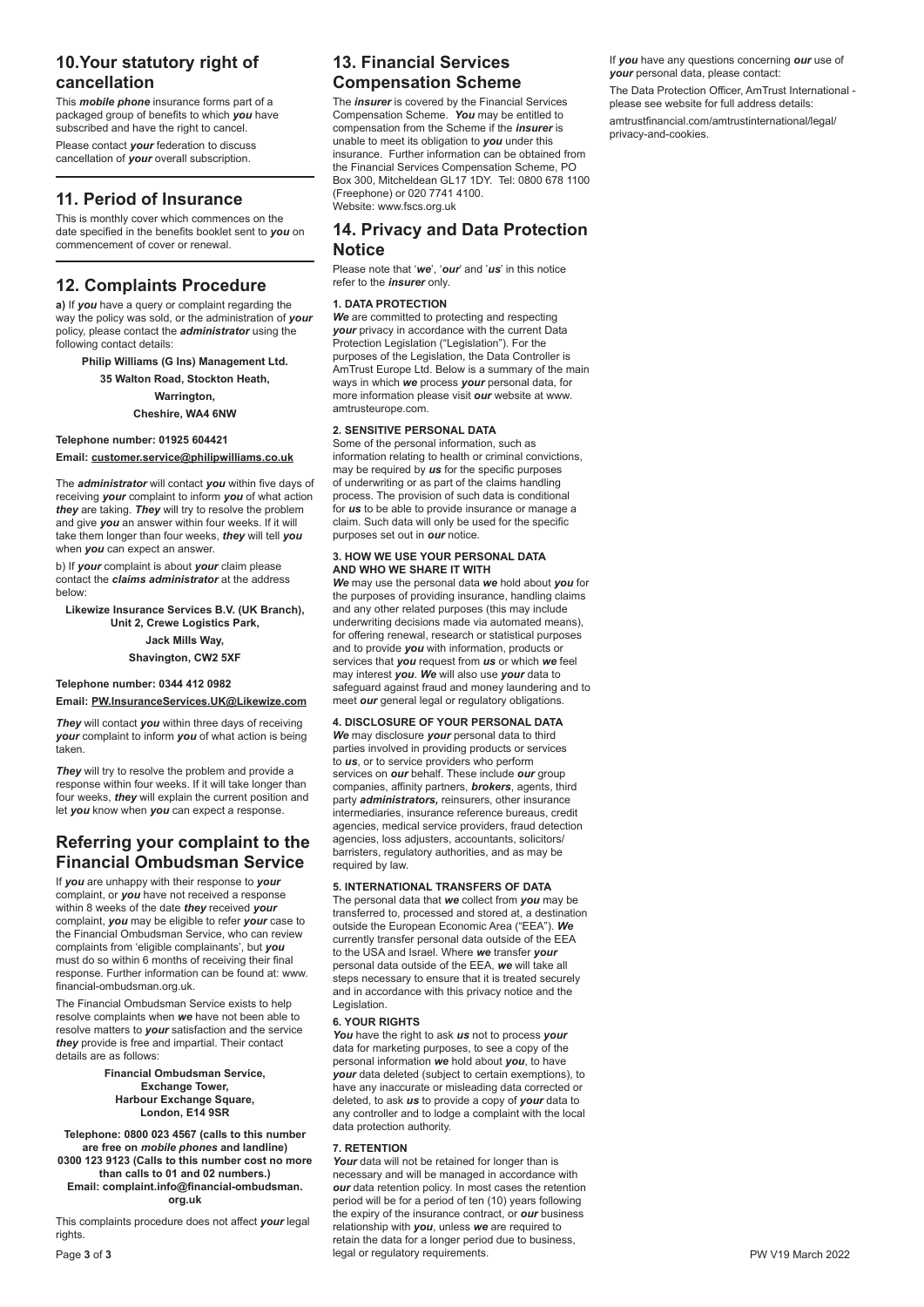## 10. Your statutory right of cancellation

This ***mobile phone*** insurance forms part of a packaged group of benefits to which ***you*** have subscribed and have the right to cancel.

Please contact ***your*** federation to discuss cancellation of ***your*** overall subscription.

## 11. Period of Insurance

This is monthly cover which commences on the date specified in the benefits booklet sent to ***you*** on commencement of cover or renewal.

## 12. Complaints Procedure

**a)** If ***you*** have a query or complaint regarding the way the policy was sold, or the administration of ***your*** policy, please contact the ***administrator*** using the following contact details:

**Philip Williams (G Ins) Management Ltd.**
**35 Walton Road, Stockton Heath,**
**Warrington,**
**Cheshire, WA4 6NW**

**Telephone number: 01925 604421**

**Email: customer.service@philipwilliams.co.uk**

The ***administrator*** will contact ***you*** within five days of receiving ***your*** complaint to inform ***you*** of what action ***they*** are taking. ***They*** will try to resolve the problem and give ***you*** an answer within four weeks. If it will take them longer than four weeks, ***they*** will tell ***you*** when ***you*** can expect an answer.

b) If ***your*** complaint is about ***your*** claim please contact the ***claims administrator*** at the address below:

**Likewize Insurance Services B.V. (UK Branch), Unit 2, Crewe Logistics Park,**
**Jack Mills Way,**
**Shavington, CW2 5XF**

**Telephone number: 0344 412 0982**

**Email: PW.InsuranceServices.UK@Likewize.com**

***They*** will contact ***you*** within three days of receiving ***your*** complaint to inform ***you*** of what action is being taken.

***They*** will try to resolve the problem and provide a response within four weeks. If it will take longer than four weeks, ***they*** will explain the current position and let ***you*** know when ***you*** can expect a response.

## Referring your complaint to the Financial Ombudsman Service

If ***you*** are unhappy with their response to ***your*** complaint, or ***you*** have not received a response within 8 weeks of the date ***they*** received ***your*** complaint, ***you*** may be eligible to refer ***your*** case to the Financial Ombudsman Service, who can review complaints from 'eligible complainants', but ***you*** must do so within 6 months of receiving their final response. Further information can be found at: www.financial-ombudsman.org.uk.

The Financial Ombudsman Service exists to help resolve complaints when ***we*** have not been able to resolve matters to ***your*** satisfaction and the service ***they*** provide is free and impartial. Their contact details are as follows:

**Financial Ombudsman Service,**
**Exchange Tower,**
**Harbour Exchange Square,**
**London, E14 9SR**

**Telephone: 0800 023 4567 (calls to this number are free on *mobile phones* and landline)**
**0300 123 9123 (Calls to this number cost no more than calls to 01 and 02 numbers.)**
**Email: complaint.info@financial-ombudsman.org.uk**

This complaints procedure does not affect ***your*** legal rights.

## 13. Financial Services Compensation Scheme

The ***insurer*** is covered by the Financial Services Compensation Scheme. ***You*** may be entitled to compensation from the Scheme if the ***insurer*** is unable to meet its obligation to ***you*** under this insurance. Further information can be obtained from the Financial Services Compensation Scheme, PO Box 300, Mitcheldean GL17 1DY. Tel: 0800 678 1100 (Freephone) or 020 7741 4100.
Website: www.fscs.org.uk

## 14. Privacy and Data Protection Notice

Please note that '***we***', '***our***' and '***us***' in this notice refer to the ***insurer*** only.

**1. DATA PROTECTION**

***We*** are committed to protecting and respecting ***your*** privacy in accordance with the current Data Protection Legislation ("Legislation"). For the purposes of the Legislation, the Data Controller is AmTrust Europe Ltd. Below is a summary of the main ways in which ***we*** process ***your*** personal data, for more information please visit ***our*** website at www.amtrusteurope.com.

**2. SENSITIVE PERSONAL DATA**

Some of the personal information, such as information relating to health or criminal convictions, may be required by ***us*** for the specific purposes of underwriting or as part of the claims handling process. The provision of such data is conditional for ***us*** to be able to provide insurance or manage a claim. Such data will only be used for the specific purposes set out in ***our*** notice.

**3. HOW WE USE YOUR PERSONAL DATA AND WHO WE SHARE IT WITH**

***We*** may use the personal data ***we*** hold about ***you*** for the purposes of providing insurance, handling claims and any other related purposes (this may include underwriting decisions made via automated means), for offering renewal, research or statistical purposes and to provide ***you*** with information, products or services that ***you*** request from ***us*** or which ***we*** feel may interest ***you***. ***We*** will also use ***your*** data to safeguard against fraud and money laundering and to meet ***our*** general legal or regulatory obligations.

**4. DISCLOSURE OF YOUR PERSONAL DATA**

***We*** may disclosure ***your*** personal data to third parties involved in providing products or services to ***us***, or to service providers who perform services on ***our*** behalf. These include ***our*** group companies, affinity partners, ***brokers***, agents, third party ***administrators,*** reinsurers, other insurance intermediaries, insurance reference bureaus, credit agencies, medical service providers, fraud detection agencies, loss adjusters, accountants, solicitors/barristers, regulatory authorities, and as may be required by law.

**5. INTERNATIONAL TRANSFERS OF DATA**

The personal data that ***we*** collect from ***you*** may be transferred to, processed and stored at, a destination outside the European Economic Area ("EEA"). ***We*** currently transfer personal data outside of the EEA to the USA and Israel. Where ***we*** transfer ***your*** personal data outside of the EEA, ***we*** will take all steps necessary to ensure that it is treated securely and in accordance with this privacy notice and the Legislation.

**6. YOUR RIGHTS**

***You*** have the right to ask ***us*** not to process ***your*** data for marketing purposes, to see a copy of the personal information ***we*** hold about ***you***, to have ***your*** data deleted (subject to certain exemptions), to have any inaccurate or misleading data corrected or deleted, to ask ***us*** to provide a copy of ***your*** data to any controller and to lodge a complaint with the local data protection authority.

**7. RETENTION**

***Your*** data will not be retained for longer than is necessary and will be managed in accordance with ***our*** data retention policy. In most cases the retention period will be for a period of ten (10) years following the expiry of the insurance contract, or ***our*** business relationship with ***you***, unless ***we*** are required to retain the data for a longer period due to business, legal or regulatory requirements.

If ***you*** have any questions concerning ***our*** use of ***your*** personal data, please contact:

The Data Protection Officer, AmTrust International - please see website for full address details:

amtrustfinancial.com/amtrustinternational/legal/privacy-and-cookies.

PW V19 March 2022